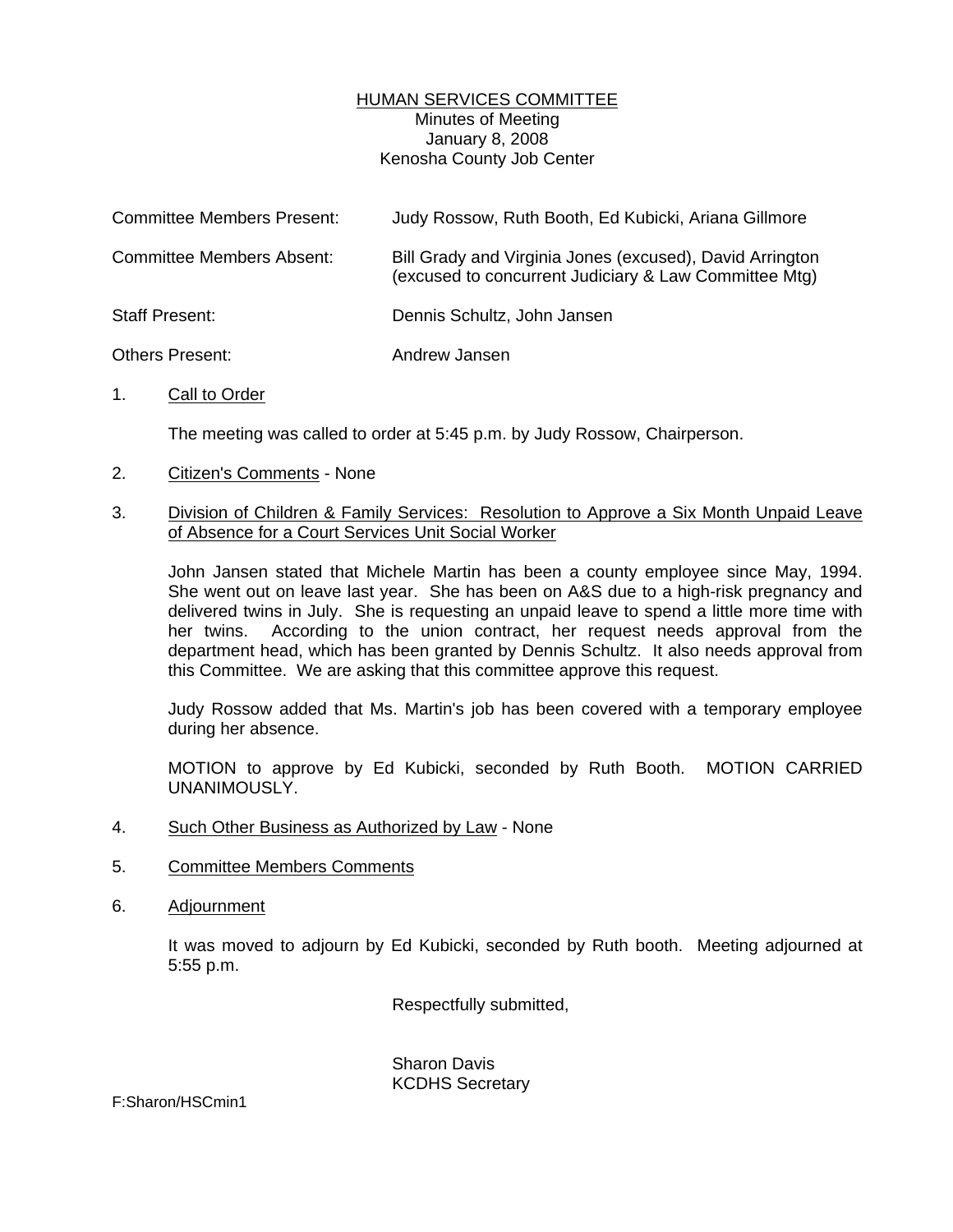# HUMAN SERVICES COMMITTEE

Minutes of Meeting
January 8, 2008
Kenosha County Job Center

| | |
|---|---|
| Committee Members Present: | Judy Rossow, Ruth Booth, Ed Kubicki, Ariana Gillmore |
| Committee Members Absent: | Bill Grady and Virginia Jones (excused), David Arrington (excused to concurrent Judiciary & Law Committee Mtg) |
| Staff Present: | Dennis Schultz, John Jansen |
| Others Present: | Andrew Jansen |

1. Call to Order

   The meeting was called to order at 5:45 p.m. by Judy Rossow, Chairperson.

2. Citizen's Comments - None

3. Division of Children & Family Services: Resolution to Approve a Six Month Unpaid Leave of Absence for a Court Services Unit Social Worker

   John Jansen stated that Michele Martin has been a county employee since May, 1994. She went out on leave last year. She has been on A&S due to a high-risk pregnancy and delivered twins in July. She is requesting an unpaid leave to spend a little more time with her twins. According to the union contract, her request needs approval from the department head, which has been granted by Dennis Schultz. It also needs approval from this Committee. We are asking that this committee approve this request.

   Judy Rossow added that Ms. Martin's job has been covered with a temporary employee during her absence.

   MOTION to approve by Ed Kubicki, seconded by Ruth Booth. MOTION CARRIED UNANIMOUSLY.

4. Such Other Business as Authorized by Law - None

5. Committee Members Comments

6. Adjournment

   It was moved to adjourn by Ed Kubicki, seconded by Ruth booth. Meeting adjourned at 5:55 p.m.

Respectfully submitted,

Sharon Davis
KCDHS Secretary

F:Sharon/HSCmin1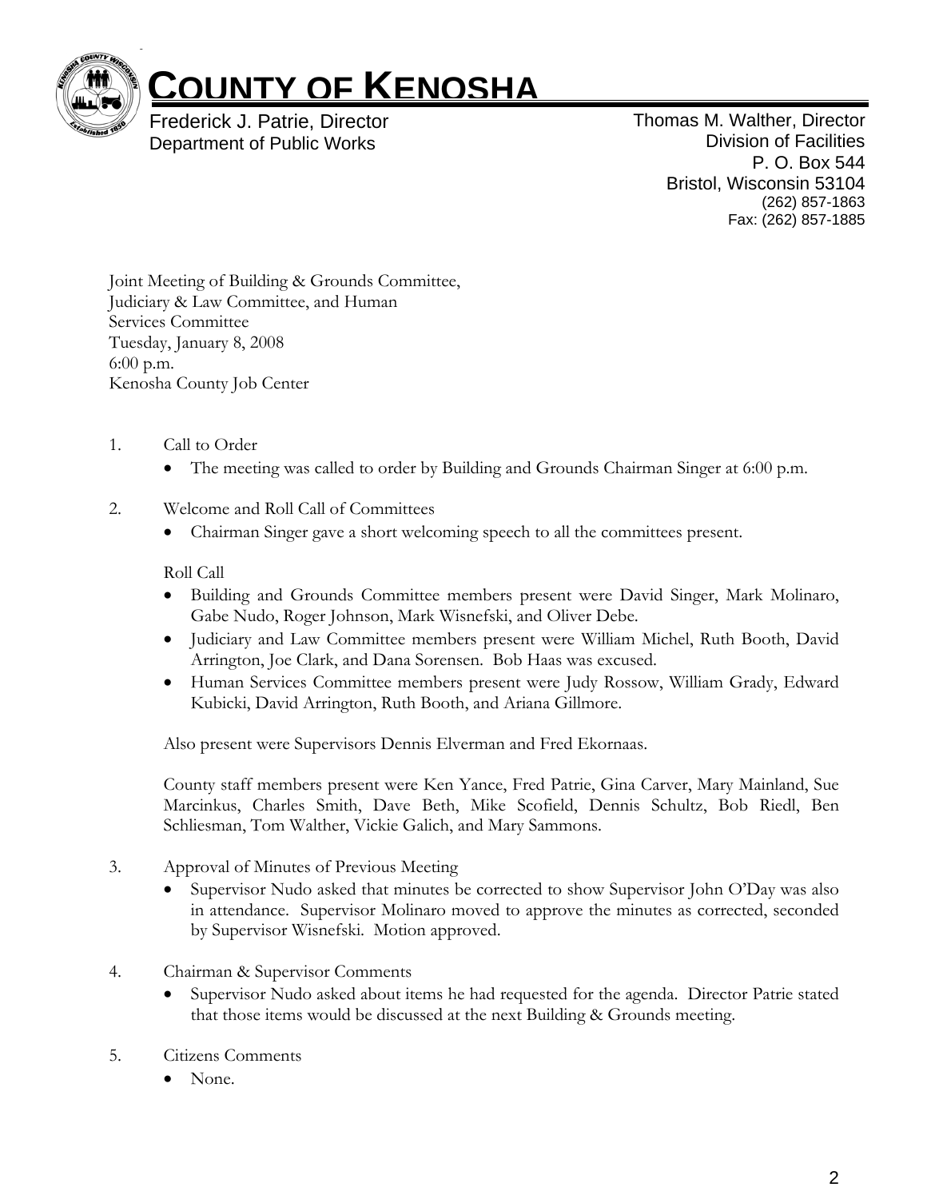# COUNTY OF KENOSHA

Frederick J. Patrie, Director
Department of Public Works

Thomas M. Walther, Director
Division of Facilities
P. O. Box 544
Bristol, Wisconsin 53104
(262) 857-1863
Fax: (262) 857-1885

Joint Meeting of Building & Grounds Committee,
Judiciary & Law Committee, and Human
Services Committee
Tuesday, January 8, 2008
6:00 p.m.
Kenosha County Job Center

1. Call to Order
   - The meeting was called to order by Building and Grounds Chairman Singer at 6:00 p.m.

2. Welcome and Roll Call of Committees
   - Chairman Singer gave a short welcoming speech to all the committees present.

   Roll Call
   - Building and Grounds Committee members present were David Singer, Mark Molinaro, Gabe Nudo, Roger Johnson, Mark Wisnefski, and Oliver Debe.
   - Judiciary and Law Committee members present were William Michel, Ruth Booth, David Arrington, Joe Clark, and Dana Sorensen. Bob Haas was excused.
   - Human Services Committee members present were Judy Rossow, William Grady, Edward Kubicki, David Arrington, Ruth Booth, and Ariana Gillmore.

   Also present were Supervisors Dennis Elverman and Fred Ekornaas.

   County staff members present were Ken Yance, Fred Patrie, Gina Carver, Mary Mainland, Sue Marcinkus, Charles Smith, Dave Beth, Mike Scofield, Dennis Schultz, Bob Riedl, Ben Schliesman, Tom Walther, Vickie Galich, and Mary Sammons.

3. Approval of Minutes of Previous Meeting
   - Supervisor Nudo asked that minutes be corrected to show Supervisor John O'Day was also in attendance. Supervisor Molinaro moved to approve the minutes as corrected, seconded by Supervisor Wisnefski. Motion approved.

4. Chairman & Supervisor Comments
   - Supervisor Nudo asked about items he had requested for the agenda. Director Patrie stated that those items would be discussed at the next Building & Grounds meeting.

5. Citizens Comments
   - None.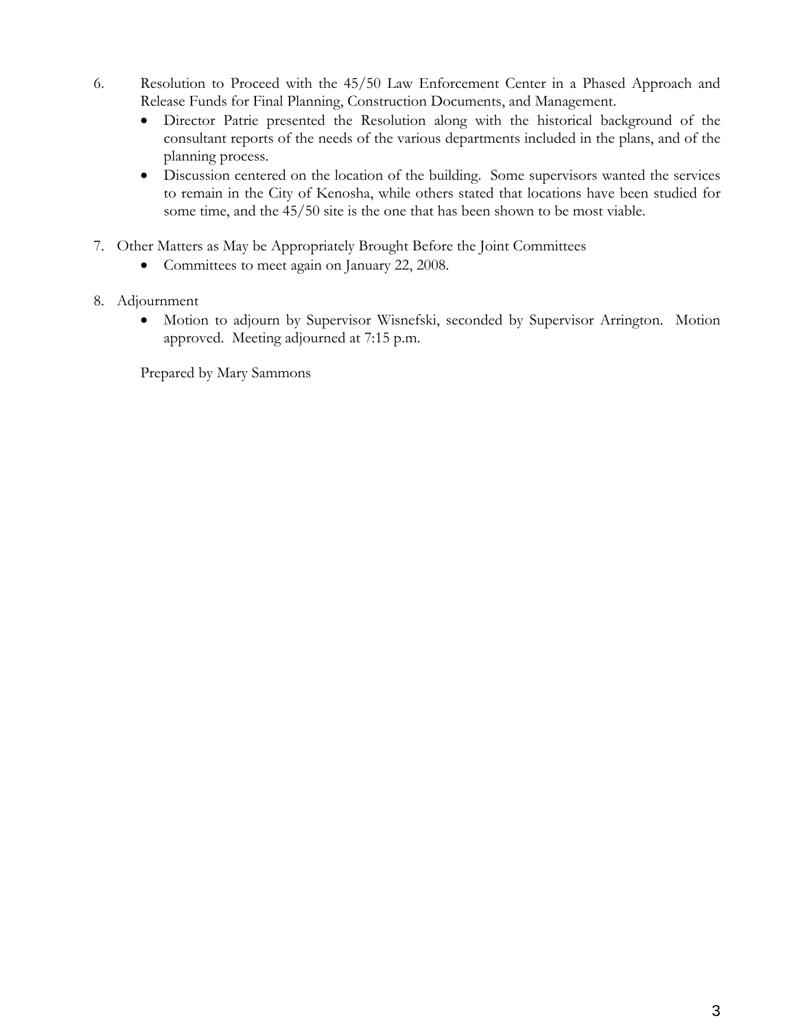6. Resolution to Proceed with the 45/50 Law Enforcement Center in a Phased Approach and Release Funds for Final Planning, Construction Documents, and Management.
   - Director Patrie presented the Resolution along with the historical background of the consultant reports of the needs of the various departments included in the plans, and of the planning process.
   - Discussion centered on the location of the building. Some supervisors wanted the services to remain in the City of Kenosha, while others stated that locations have been studied for some time, and the 45/50 site is the one that has been shown to be most viable.

7. Other Matters as May be Appropriately Brought Before the Joint Committees
   - Committees to meet again on January 22, 2008.

8. Adjournment
   - Motion to adjourn by Supervisor Wisnefski, seconded by Supervisor Arrington. Motion approved. Meeting adjourned at 7:15 p.m.

Prepared by Mary Sammons